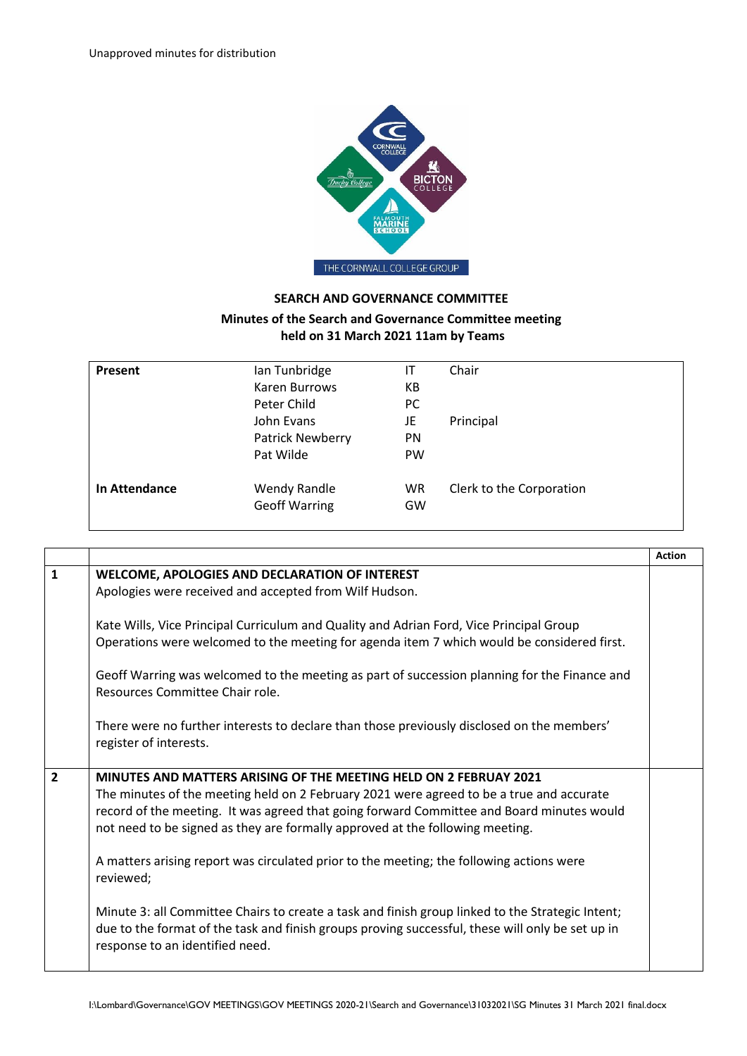Unapproved minutes for distribution

## SEARCH AND GOVERNANCE COMMITTEE

**Minutes of the Search and Governance Committee meeting held on 31 March 2021 11am by Teams**

| | | | |
|---|---|---|---|
| **Present** | Ian Tunbridge | IT | Chair |
| | Karen Burrows | KB | |
| | Peter Child | PC | |
| | John Evans | JE | Principal |
| | Patrick Newberry | PN | |
| | Pat Wilde | PW | |
| **In Attendance** | Wendy Randle | WR | Clerk to the Corporation |
| | Geoff Warring | GW | |

| | | **Action** |
|---|---|---|
| **1** | **WELCOME, APOLOGIES AND DECLARATION OF INTEREST**<br>Apologies were received and accepted from Wilf Hudson.<br><br>Kate Wills, Vice Principal Curriculum and Quality and Adrian Ford, Vice Principal Group Operations were welcomed to the meeting for agenda item 7 which would be considered first.<br><br>Geoff Warring was welcomed to the meeting as part of succession planning for the Finance and Resources Committee Chair role.<br><br>There were no further interests to declare than those previously disclosed on the members' register of interests. | |
| **2** | **MINUTES AND MATTERS ARISING OF THE MEETING HELD ON 2 FEBRUAY 2021**<br>The minutes of the meeting held on 2 February 2021 were agreed to be a true and accurate record of the meeting. It was agreed that going forward Committee and Board minutes would not need to be signed as they are formally approved at the following meeting.<br><br>A matters arising report was circulated prior to the meeting; the following actions were reviewed;<br><br>Minute 3: all Committee Chairs to create a task and finish group linked to the Strategic Intent; due to the format of the task and finish groups proving successful, these will only be set up in response to an identified need. | |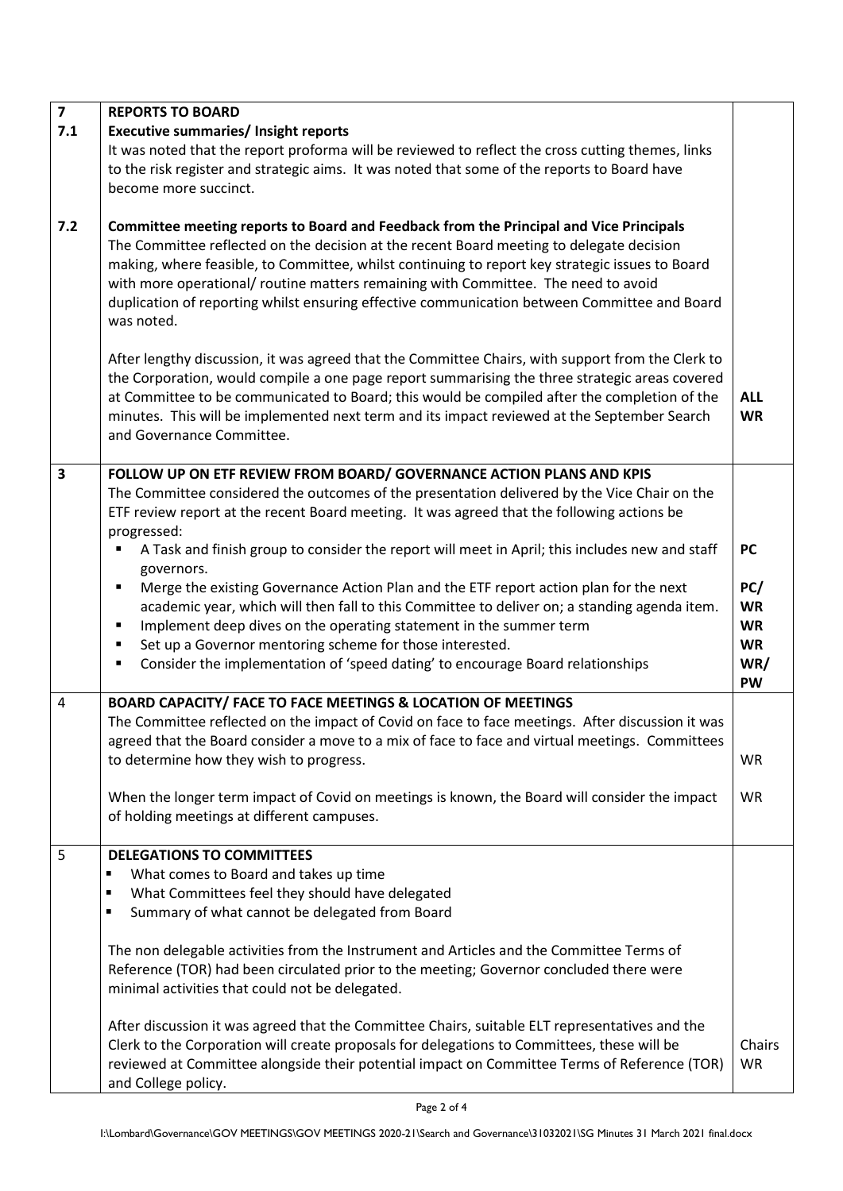| | | |
|---|---|---|
| **7** | **REPORTS TO BOARD** | |
| **7.1** | **Executive summaries/ Insight reports**<br>It was noted that the report proforma will be reviewed to reflect the cross cutting themes, links to the risk register and strategic aims. It was noted that some of the reports to Board have become more succinct. | |
| **7.2** | **Committee meeting reports to Board and Feedback from the Principal and Vice Principals**<br>The Committee reflected on the decision at the recent Board meeting to delegate decision making, where feasible, to Committee, whilst continuing to report key strategic issues to Board with more operational/ routine matters remaining with Committee. The need to avoid duplication of reporting whilst ensuring effective communication between Committee and Board was noted.<br><br>After lengthy discussion, it was agreed that the Committee Chairs, with support from the Clerk to the Corporation, would compile a one page report summarising the three strategic areas covered at Committee to be communicated to Board; this would be compiled after the completion of the minutes. This will be implemented next term and its impact reviewed at the September Search and Governance Committee. | **ALL**<br>**WR** |
| **3** | **FOLLOW UP ON ETF REVIEW FROM BOARD/ GOVERNANCE ACTION PLANS AND KPIS**<br>The Committee considered the outcomes of the presentation delivered by the Vice Chair on the ETF review report at the recent Board meeting. It was agreed that the following actions be progressed:<br>▪ A Task and finish group to consider the report will meet in April; this includes new and staff governors.<br>▪ Merge the existing Governance Action Plan and the ETF report action plan for the next academic year, which will then fall to this Committee to deliver on; a standing agenda item.<br>▪ Implement deep dives on the operating statement in the summer term<br>▪ Set up a Governor mentoring scheme for those interested.<br>▪ Consider the implementation of 'speed dating' to encourage Board relationships | **PC**<br><br>**PC/**<br>**WR**<br>**WR**<br>**WR**<br>**WR/**<br>**PW** |
| 4 | **BOARD CAPACITY/ FACE TO FACE MEETINGS & LOCATION OF MEETINGS**<br>The Committee reflected on the impact of Covid on face to face meetings. After discussion it was agreed that the Board consider a move to a mix of face to face and virtual meetings. Committees to determine how they wish to progress.<br><br>When the longer term impact of Covid on meetings is known, the Board will consider the impact of holding meetings at different campuses. | WR<br><br>WR |
| 5 | **DELEGATIONS TO COMMITTEES**<br>▪ What comes to Board and takes up time<br>▪ What Committees feel they should have delegated<br>▪ Summary of what cannot be delegated from Board<br><br>The non delegable activities from the Instrument and Articles and the Committee Terms of Reference (TOR) had been circulated prior to the meeting; Governor concluded there were minimal activities that could not be delegated.<br><br>After discussion it was agreed that the Committee Chairs, suitable ELT representatives and the Clerk to the Corporation will create proposals for delegations to Committees, these will be reviewed at Committee alongside their potential impact on Committee Terms of Reference (TOR) and College policy. | Chairs<br>WR |

I:\Lombard\Governance\GOV MEETINGS\GOV MEETINGS 2020-21\Search and Governance\31032021\SG Minutes 31 March 2021 final.docx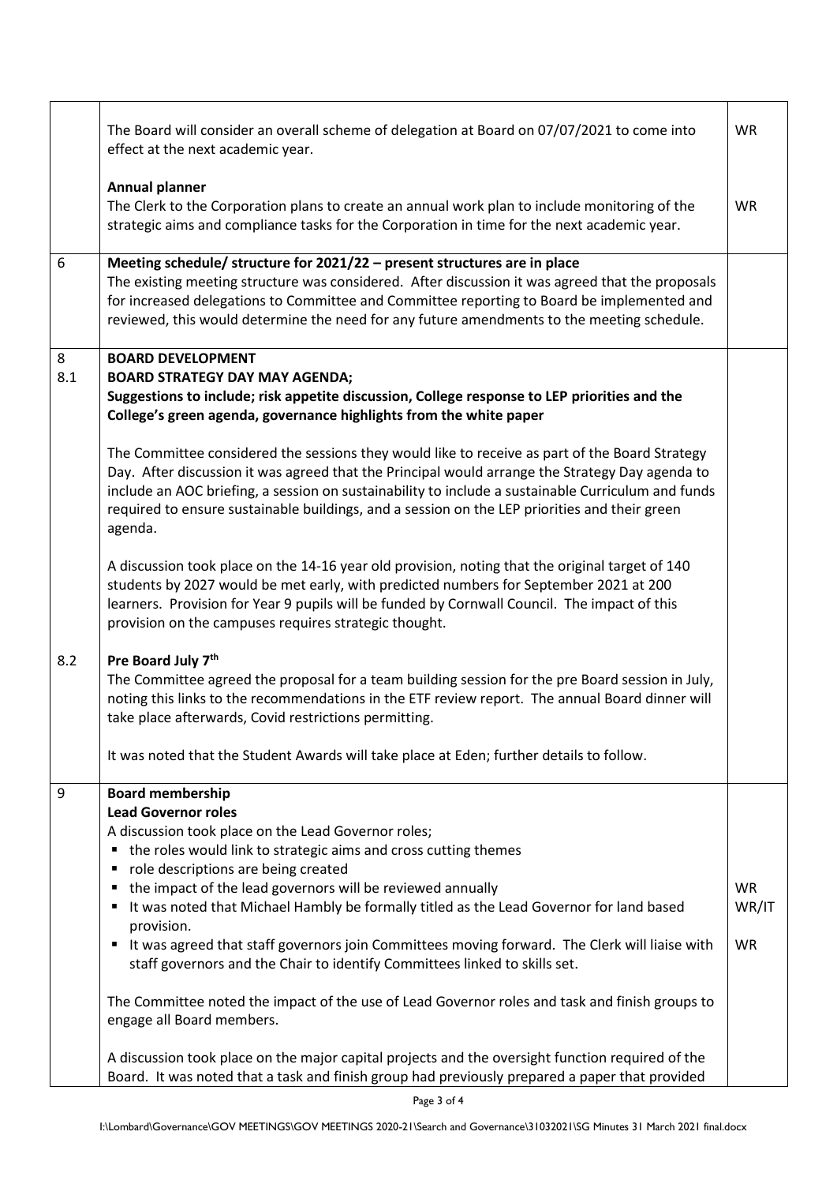| | | |
|---|---|---|
| | The Board will consider an overall scheme of delegation at Board on 07/07/2021 to come into effect at the next academic year.<br><br>**Annual planner**<br>The Clerk to the Corporation plans to create an annual work plan to include monitoring of the strategic aims and compliance tasks for the Corporation in time for the next academic year. | WR<br><br><br>WR |
| 6 | **Meeting schedule/ structure for 2021/22 – present structures are in place**<br>The existing meeting structure was considered. After discussion it was agreed that the proposals for increased delegations to Committee and Committee reporting to Board be implemented and reviewed, this would determine the need for any future amendments to the meeting schedule. | |
| 8<br>8.1<br><br><br><br><br><br><br><br><br><br><br><br><br><br><br><br>8.2 | **BOARD DEVELOPMENT**<br>**BOARD STRATEGY DAY MAY AGENDA;**<br>**Suggestions to include; risk appetite discussion, College response to LEP priorities and the College's green agenda, governance highlights from the white paper**<br><br>The Committee considered the sessions they would like to receive as part of the Board Strategy Day. After discussion it was agreed that the Principal would arrange the Strategy Day agenda to include an AOC briefing, a session on sustainability to include a sustainable Curriculum and funds required to ensure sustainable buildings, and a session on the LEP priorities and their green agenda.<br><br>A discussion took place on the 14-16 year old provision, noting that the original target of 140 students by 2027 would be met early, with predicted numbers for September 2021 at 200 learners. Provision for Year 9 pupils will be funded by Cornwall Council. The impact of this provision on the campuses requires strategic thought.<br><br>**Pre Board July 7th**<br>The Committee agreed the proposal for a team building session for the pre Board session in July, noting this links to the recommendations in the ETF review report. The annual Board dinner will take place afterwards, Covid restrictions permitting.<br><br>It was noted that the Student Awards will take place at Eden; further details to follow. | |
| 9 | **Board membership**<br>**Lead Governor roles**<br>A discussion took place on the Lead Governor roles;<br>▪ the roles would link to strategic aims and cross cutting themes<br>▪ role descriptions are being created<br>▪ the impact of the lead governors will be reviewed annually<br>▪ It was noted that Michael Hambly be formally titled as the Lead Governor for land based provision.<br>▪ It was agreed that staff governors join Committees moving forward. The Clerk will liaise with staff governors and the Chair to identify Committees linked to skills set.<br><br>The Committee noted the impact of the use of Lead Governor roles and task and finish groups to engage all Board members.<br><br>A discussion took place on the major capital projects and the oversight function required of the Board. It was noted that a task and finish group had previously prepared a paper that provided | <br><br><br><br><br>WR<br>WR/IT<br><br>WR |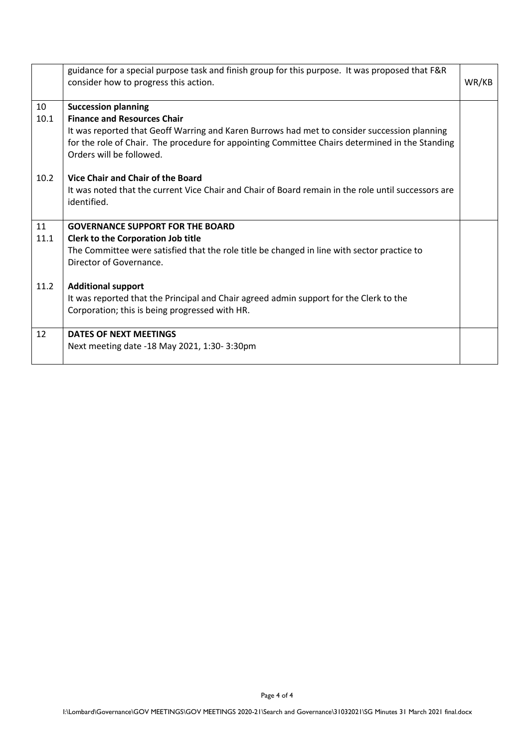| | | |
|---|---|---|
| | guidance for a special purpose task and finish group for this purpose. It was proposed that F&R consider how to progress this action. | WR/KB |
| 10<br>10.1 | **Succession planning**<br>**Finance and Resources Chair**<br>It was reported that Geoff Warring and Karen Burrows had met to consider succession planning for the role of Chair. The procedure for appointing Committee Chairs determined in the Standing Orders will be followed. | |
| 10.2 | **Vice Chair and Chair of the Board**<br>It was noted that the current Vice Chair and Chair of Board remain in the role until successors are identified. | |
| 11<br>11.1 | **GOVERNANCE SUPPORT FOR THE BOARD**<br>**Clerk to the Corporation Job title**<br>The Committee were satisfied that the role title be changed in line with sector practice to Director of Governance. | |
| 11.2 | **Additional support**<br>It was reported that the Principal and Chair agreed admin support for the Clerk to the Corporation; this is being progressed with HR. | |
| 12 | **DATES OF NEXT MEETINGS**<br>Next meeting date -18 May 2021, 1:30- 3:30pm | |

I:\Lombard\Governance\GOV MEETINGS\GOV MEETINGS 2020-21\Search and Governance\31032021\SG Minutes 31 March 2021 final.docx